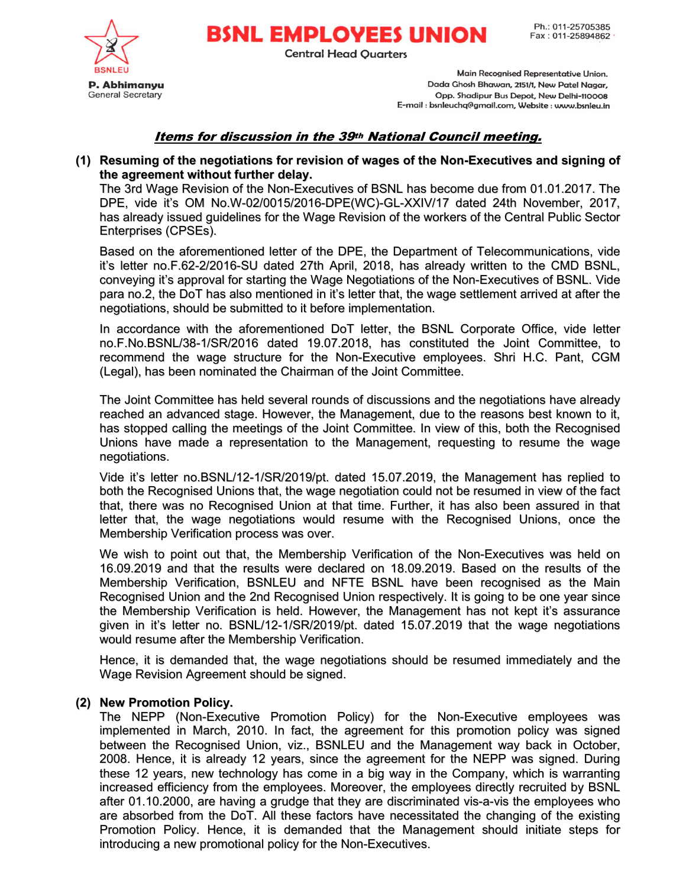# BSNL EMPLOYEES UNION

Central Head Quarters

BSNLEU

**P. Abhimanyu**
General Secretary

Ph.: 011-25705385
Fax : 011-25894862

Main Recognised Representative Union.
Dada Ghosh Bhawan, 2151/1, New Patel Nagar,
Opp. Shadipur Bus Depot, New Delhi-110008
E-mail : bsnleuchq@gmail.com, Website : www.bsnleu.in

## *Items for discussion in the 39th National Council meeting.*

**(1) Resuming of the negotiations for revision of wages of the Non-Executives and signing of the agreement without further delay.**

The 3rd Wage Revision of the Non-Executives of BSNL has become due from 01.01.2017. The DPE, vide it's OM No.W-02/0015/2016-DPE(WC)-GL-XXIV/17 dated 24th November, 2017, has already issued guidelines for the Wage Revision of the workers of the Central Public Sector Enterprises (CPSEs).

Based on the aforementioned letter of the DPE, the Department of Telecommunications, vide it's letter no.F.62-2/2016-SU dated 27th April, 2018, has already written to the CMD BSNL, conveying it's approval for starting the Wage Negotiations of the Non-Executives of BSNL. Vide para no.2, the DoT has also mentioned in it's letter that, the wage settlement arrived at after the negotiations, should be submitted to it before implementation.

In accordance with the aforementioned DoT letter, the BSNL Corporate Office, vide letter no.F.No.BSNL/38-1/SR/2016 dated 19.07.2018, has constituted the Joint Committee, to recommend the wage structure for the Non-Executive employees. Shri H.C. Pant, CGM (Legal), has been nominated the Chairman of the Joint Committee.

The Joint Committee has held several rounds of discussions and the negotiations have already reached an advanced stage. However, the Management, due to the reasons best known to it, has stopped calling the meetings of the Joint Committee. In view of this, both the Recognised Unions have made a representation to the Management, requesting to resume the wage negotiations.

Vide it's letter no.BSNL/12-1/SR/2019/pt. dated 15.07.2019, the Management has replied to both the Recognised Unions that, the wage negotiation could not be resumed in view of the fact that, there was no Recognised Union at that time. Further, it has also been assured in that letter that, the wage negotiations would resume with the Recognised Unions, once the Membership Verification process was over.

We wish to point out that, the Membership Verification of the Non-Executives was held on 16.09.2019 and that the results were declared on 18.09.2019. Based on the results of the Membership Verification, BSNLEU and NFTE BSNL have been recognised as the Main Recognised Union and the 2nd Recognised Union respectively. It is going to be one year since the Membership Verification is held. However, the Management has not kept it's assurance given in it's letter no. BSNL/12-1/SR/2019/pt. dated 15.07.2019 that the wage negotiations would resume after the Membership Verification.

Hence, it is demanded that, the wage negotiations should be resumed immediately and the Wage Revision Agreement should be signed.

**(2) New Promotion Policy.**

The NEPP (Non-Executive Promotion Policy) for the Non-Executive employees was implemented in March, 2010. In fact, the agreement for this promotion policy was signed between the Recognised Union, viz., BSNLEU and the Management way back in October, 2008. Hence, it is already 12 years, since the agreement for the NEPP was signed. During these 12 years, new technology has come in a big way in the Company, which is warranting increased efficiency from the employees. Moreover, the employees directly recruited by BSNL after 01.10.2000, are having a grudge that they are discriminated vis-a-vis the employees who are absorbed from the DoT. All these factors have necessitated the changing of the existing Promotion Policy. Hence, it is demanded that the Management should initiate steps for introducing a new promotional policy for the Non-Executives.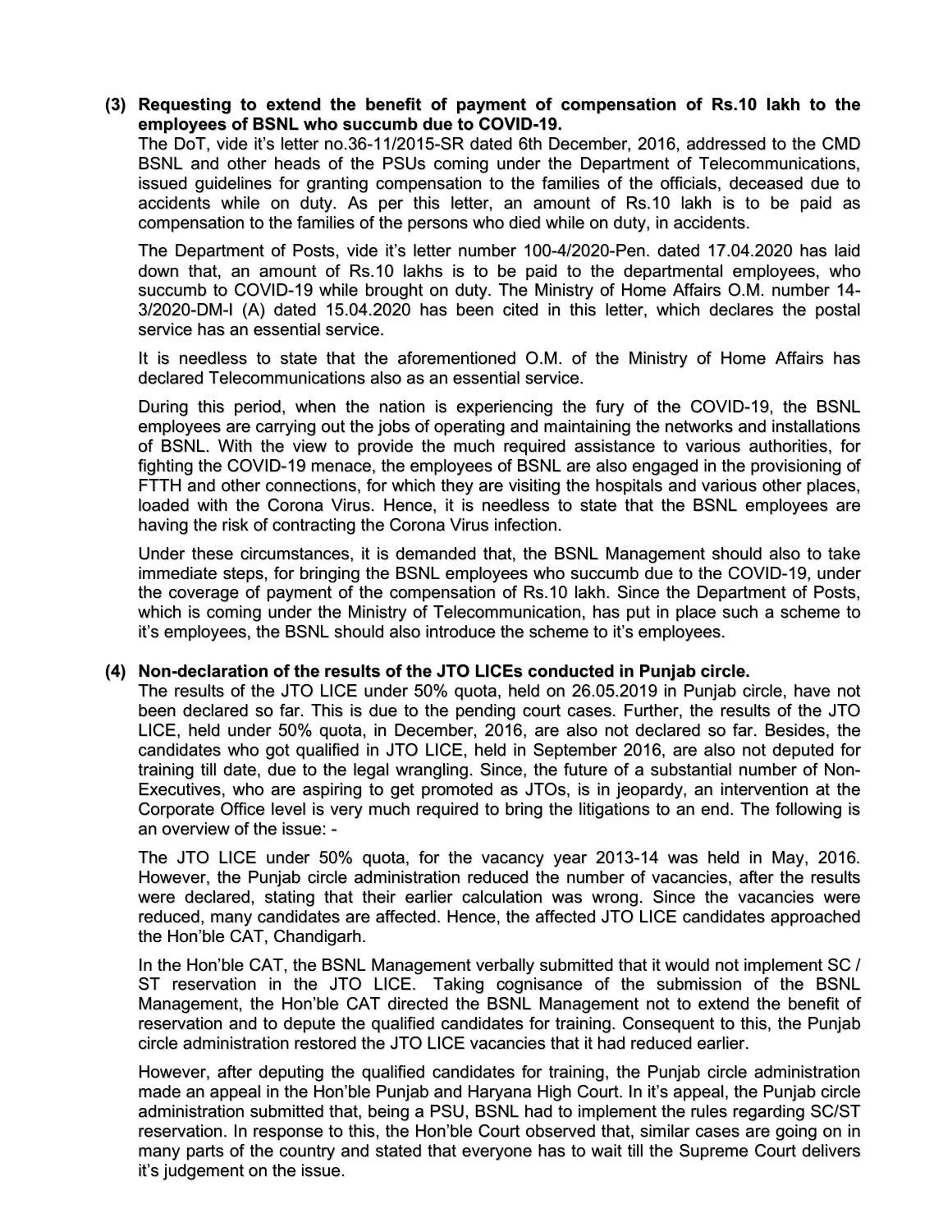**(3) Requesting to extend the benefit of payment of compensation of Rs.10 lakh to the employees of BSNL who succumb due to COVID-19.**

The DoT, vide it's letter no.36-11/2015-SR dated 6th December, 2016, addressed to the CMD BSNL and other heads of the PSUs coming under the Department of Telecommunications, issued guidelines for granting compensation to the families of the officials, deceased due to accidents while on duty. As per this letter, an amount of Rs.10 lakh is to be paid as compensation to the families of the persons who died while on duty, in accidents.

The Department of Posts, vide it's letter number 100-4/2020-Pen. dated 17.04.2020 has laid down that, an amount of Rs.10 lakhs is to be paid to the departmental employees, who succumb to COVID-19 while brought on duty. The Ministry of Home Affairs O.M. number 14-3/2020-DM-I (A) dated 15.04.2020 has been cited in this letter, which declares the postal service has an essential service.

It is needless to state that the aforementioned O.M. of the Ministry of Home Affairs has declared Telecommunications also as an essential service.

During this period, when the nation is experiencing the fury of the COVID-19, the BSNL employees are carrying out the jobs of operating and maintaining the networks and installations of BSNL. With the view to provide the much required assistance to various authorities, for fighting the COVID-19 menace, the employees of BSNL are also engaged in the provisioning of FTTH and other connections, for which they are visiting the hospitals and various other places, loaded with the Corona Virus. Hence, it is needless to state that the BSNL employees are having the risk of contracting the Corona Virus infection.

Under these circumstances, it is demanded that, the BSNL Management should also to take immediate steps, for bringing the BSNL employees who succumb due to the COVID-19, under the coverage of payment of the compensation of Rs.10 lakh. Since the Department of Posts, which is coming under the Ministry of Telecommunication, has put in place such a scheme to it's employees, the BSNL should also introduce the scheme to it's employees.

**(4) Non-declaration of the results of the JTO LICEs conducted in Punjab circle.**

The results of the JTO LICE under 50% quota, held on 26.05.2019 in Punjab circle, have not been declared so far. This is due to the pending court cases. Further, the results of the JTO LICE, held under 50% quota, in December, 2016, are also not declared so far. Besides, the candidates who got qualified in JTO LICE, held in September 2016, are also not deputed for training till date, due to the legal wrangling. Since, the future of a substantial number of Non-Executives, who are aspiring to get promoted as JTOs, is in jeopardy, an intervention at the Corporate Office level is very much required to bring the litigations to an end. The following is an overview of the issue: -

The JTO LICE under 50% quota, for the vacancy year 2013-14 was held in May, 2016. However, the Punjab circle administration reduced the number of vacancies, after the results were declared, stating that their earlier calculation was wrong. Since the vacancies were reduced, many candidates are affected. Hence, the affected JTO LICE candidates approached the Hon'ble CAT, Chandigarh.

In the Hon'ble CAT, the BSNL Management verbally submitted that it would not implement SC / ST reservation in the JTO LICE. Taking cognisance of the submission of the BSNL Management, the Hon'ble CAT directed the BSNL Management not to extend the benefit of reservation and to depute the qualified candidates for training. Consequent to this, the Punjab circle administration restored the JTO LICE vacancies that it had reduced earlier.

However, after deputing the qualified candidates for training, the Punjab circle administration made an appeal in the Hon'ble Punjab and Haryana High Court. In it's appeal, the Punjab circle administration submitted that, being a PSU, BSNL had to implement the rules regarding SC/ST reservation. In response to this, the Hon'ble Court observed that, similar cases are going on in many parts of the country and stated that everyone has to wait till the Supreme Court delivers it's judgement on the issue.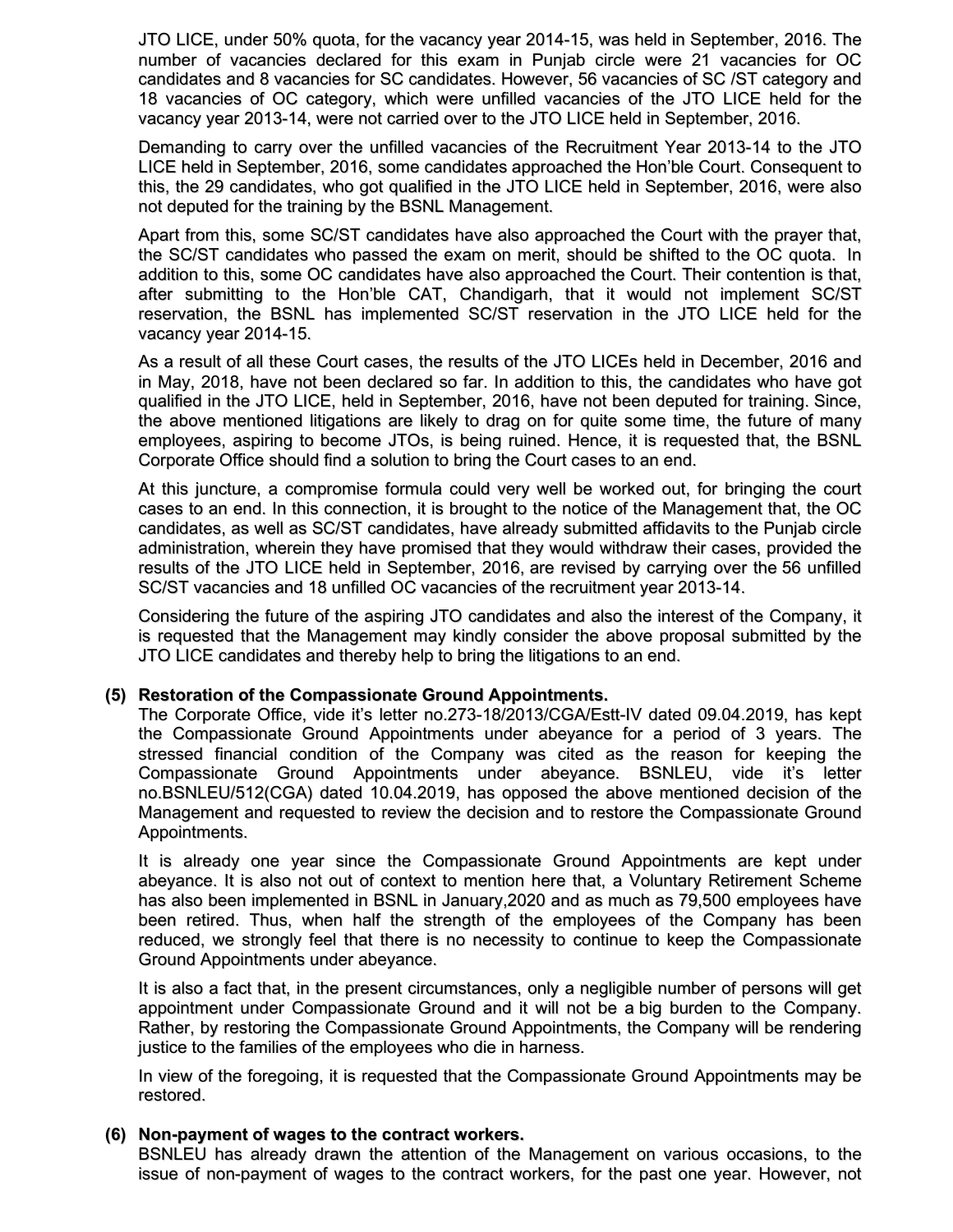JTO LICE, under 50% quota, for the vacancy year 2014-15, was held in September, 2016. The number of vacancies declared for this exam in Punjab circle were 21 vacancies for OC candidates and 8 vacancies for SC candidates. However, 56 vacancies of SC /ST category and 18 vacancies of OC category, which were unfilled vacancies of the JTO LICE held for the vacancy year 2013-14, were not carried over to the JTO LICE held in September, 2016.

Demanding to carry over the unfilled vacancies of the Recruitment Year 2013-14 to the JTO LICE held in September, 2016, some candidates approached the Hon'ble Court. Consequent to this, the 29 candidates, who got qualified in the JTO LICE held in September, 2016, were also not deputed for the training by the BSNL Management.

Apart from this, some SC/ST candidates have also approached the Court with the prayer that, the SC/ST candidates who passed the exam on merit, should be shifted to the OC quota. In addition to this, some OC candidates have also approached the Court. Their contention is that, after submitting to the Hon'ble CAT, Chandigarh, that it would not implement SC/ST reservation, the BSNL has implemented SC/ST reservation in the JTO LICE held for the vacancy year 2014-15.

As a result of all these Court cases, the results of the JTO LICEs held in December, 2016 and in May, 2018, have not been declared so far. In addition to this, the candidates who have got qualified in the JTO LICE, held in September, 2016, have not been deputed for training. Since, the above mentioned litigations are likely to drag on for quite some time, the future of many employees, aspiring to become JTOs, is being ruined. Hence, it is requested that, the BSNL Corporate Office should find a solution to bring the Court cases to an end.

At this juncture, a compromise formula could very well be worked out, for bringing the court cases to an end. In this connection, it is brought to the notice of the Management that, the OC candidates, as well as SC/ST candidates, have already submitted affidavits to the Punjab circle administration, wherein they have promised that they would withdraw their cases, provided the results of the JTO LICE held in September, 2016, are revised by carrying over the 56 unfilled SC/ST vacancies and 18 unfilled OC vacancies of the recruitment year 2013-14.

Considering the future of the aspiring JTO candidates and also the interest of the Company, it is requested that the Management may kindly consider the above proposal submitted by the JTO LICE candidates and thereby help to bring the litigations to an end.

**(5) Restoration of the Compassionate Ground Appointments.**

The Corporate Office, vide it's letter no.273-18/2013/CGA/Estt-IV dated 09.04.2019, has kept the Compassionate Ground Appointments under abeyance for a period of 3 years. The stressed financial condition of the Company was cited as the reason for keeping the Compassionate Ground Appointments under abeyance. BSNLEU, vide it's letter no.BSNLEU/512(CGA) dated 10.04.2019, has opposed the above mentioned decision of the Management and requested to review the decision and to restore the Compassionate Ground Appointments.

It is already one year since the Compassionate Ground Appointments are kept under abeyance. It is also not out of context to mention here that, a Voluntary Retirement Scheme has also been implemented in BSNL in January,2020 and as much as 79,500 employees have been retired. Thus, when half the strength of the employees of the Company has been reduced, we strongly feel that there is no necessity to continue to keep the Compassionate Ground Appointments under abeyance.

It is also a fact that, in the present circumstances, only a negligible number of persons will get appointment under Compassionate Ground and it will not be a big burden to the Company. Rather, by restoring the Compassionate Ground Appointments, the Company will be rendering justice to the families of the employees who die in harness.

In view of the foregoing, it is requested that the Compassionate Ground Appointments may be restored.

**(6) Non-payment of wages to the contract workers.**

BSNLEU has already drawn the attention of the Management on various occasions, to the issue of non-payment of wages to the contract workers, for the past one year. However, not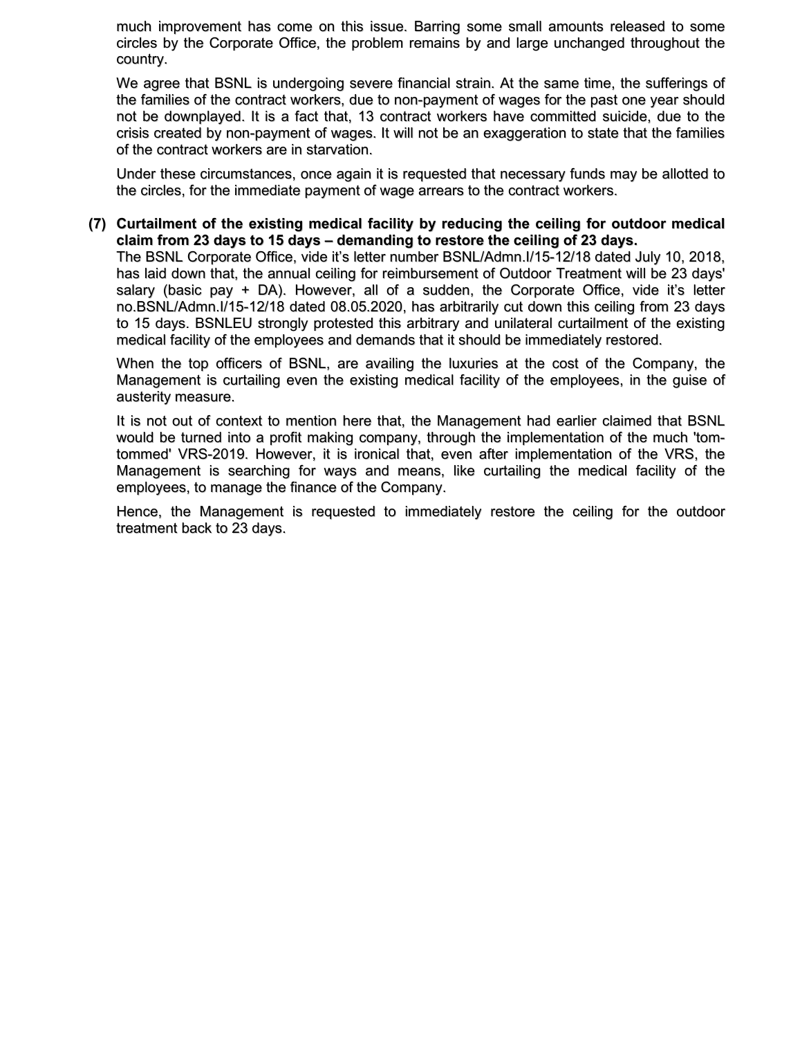much improvement has come on this issue. Barring some small amounts released to some circles by the Corporate Office, the problem remains by and large unchanged throughout the country.

We agree that BSNL is undergoing severe financial strain. At the same time, the sufferings of the families of the contract workers, due to non-payment of wages for the past one year should not be downplayed. It is a fact that, 13 contract workers have committed suicide, due to the crisis created by non-payment of wages. It will not be an exaggeration to state that the families of the contract workers are in starvation.

Under these circumstances, once again it is requested that necessary funds may be allotted to the circles, for the immediate payment of wage arrears to the contract workers.

**(7) Curtailment of the existing medical facility by reducing the ceiling for outdoor medical claim from 23 days to 15 days – demanding to restore the ceiling of 23 days.**

The BSNL Corporate Office, vide it's letter number BSNL/Admn.I/15-12/18 dated July 10, 2018, has laid down that, the annual ceiling for reimbursement of Outdoor Treatment will be 23 days' salary (basic pay + DA). However, all of a sudden, the Corporate Office, vide it's letter no.BSNL/Admn.I/15-12/18 dated 08.05.2020, has arbitrarily cut down this ceiling from 23 days to 15 days. BSNLEU strongly protested this arbitrary and unilateral curtailment of the existing medical facility of the employees and demands that it should be immediately restored.

When the top officers of BSNL, are availing the luxuries at the cost of the Company, the Management is curtailing even the existing medical facility of the employees, in the guise of austerity measure.

It is not out of context to mention here that, the Management had earlier claimed that BSNL would be turned into a profit making company, through the implementation of the much 'tom-tommed' VRS-2019. However, it is ironical that, even after implementation of the VRS, the Management is searching for ways and means, like curtailing the medical facility of the employees, to manage the finance of the Company.

Hence, the Management is requested to immediately restore the ceiling for the outdoor treatment back to 23 days.